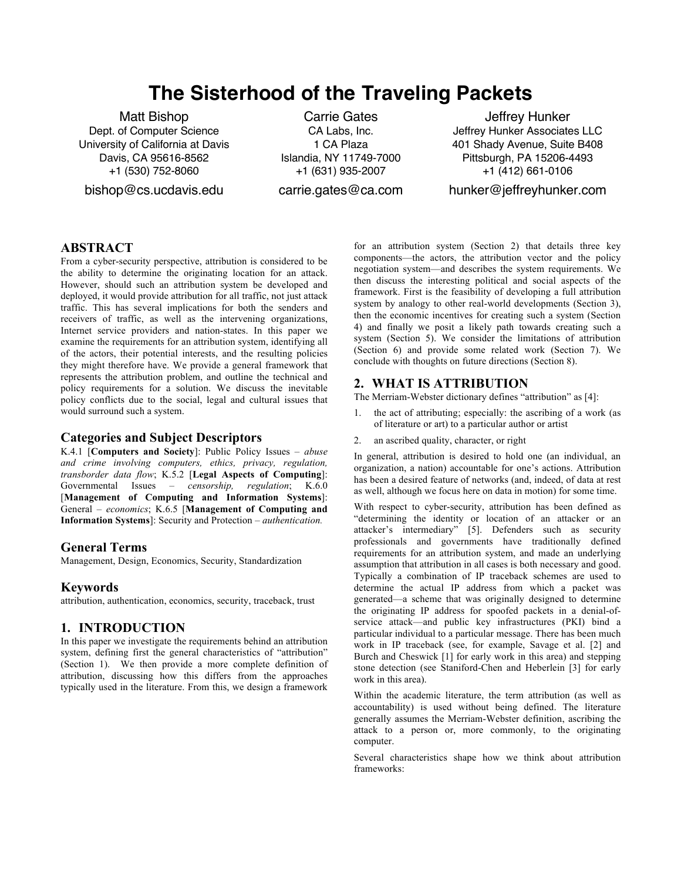# The Sisterhood of the Traveling Packets

Matt Bishop
Dept. of Computer Science
University of California at Davis
Davis, CA 95616-8562
+1 (530) 752-8060
bishop@cs.ucdavis.edu

Carrie Gates
CA Labs, Inc.
1 CA Plaza
Islandia, NY 11749-7000
+1 (631) 935-2007
carrie.gates@ca.com

Jeffrey Hunker
Jeffrey Hunker Associates LLC
401 Shady Avenue, Suite B408
Pittsburgh, PA 15206-4493
+1 (412) 661-0106
hunker@jeffreyhunker.com

## ABSTRACT

From a cyber-security perspective, attribution is considered to be the ability to determine the originating location for an attack. However, should such an attribution system be developed and deployed, it would provide attribution for all traffic, not just attack traffic. This has several implications for both the senders and receivers of traffic, as well as the intervening organizations, Internet service providers and nation-states. In this paper we examine the requirements for an attribution system, identifying all of the actors, their potential interests, and the resulting policies they might therefore have. We provide a general framework that represents the attribution problem, and outline the technical and policy requirements for a solution. We discuss the inevitable policy conflicts due to the social, legal and cultural issues that would surround such a system.

### Categories and Subject Descriptors

K.4.1 [**Computers and Society**]: Public Policy Issues – *abuse and crime involving computers, ethics, privacy, regulation, transborder data flow*; K.5.2 [**Legal Aspects of Computing**]: Governmental Issues – *censorship, regulation*; K.6.0 [**Management of Computing and Information Systems**]: General – *economics*; K.6.5 [**Management of Computing and Information Systems**]: Security and Protection – *authentication.*

### General Terms

Management, Design, Economics, Security, Standardization

### Keywords

attribution, authentication, economics, security, traceback, trust

## 1. INTRODUCTION

In this paper we investigate the requirements behind an attribution system, defining first the general characteristics of "attribution" (Section 1). We then provide a more complete definition of attribution, discussing how this differs from the approaches typically used in the literature. From this, we design a framework for an attribution system (Section 2) that details three key components—the actors, the attribution vector and the policy negotiation system—and describes the system requirements. We then discuss the interesting political and social aspects of the framework. First is the feasibility of developing a full attribution system by analogy to other real-world developments (Section 3), then the economic incentives for creating such a system (Section 4) and finally we posit a likely path towards creating such a system (Section 5). We consider the limitations of attribution (Section 6) and provide some related work (Section 7). We conclude with thoughts on future directions (Section 8).

## 2. WHAT IS ATTRIBUTION

The Merriam-Webster dictionary defines "attribution" as [4]:

1. the act of attributing; especially: the ascribing of a work (as of literature or art) to a particular author or artist
2. an ascribed quality, character, or right

In general, attribution is desired to hold one (an individual, an organization, a nation) accountable for one's actions. Attribution has been a desired feature of networks (and, indeed, of data at rest as well, although we focus here on data in motion) for some time.

With respect to cyber-security, attribution has been defined as "determining the identity or location of an attacker or an attacker's intermediary" [5]. Defenders such as security professionals and governments have traditionally defined requirements for an attribution system, and made an underlying assumption that attribution in all cases is both necessary and good. Typically a combination of IP traceback schemes are used to determine the actual IP address from which a packet was generated—a scheme that was originally designed to determine the originating IP address for spoofed packets in a denial-of-service attack—and public key infrastructures (PKI) bind a particular individual to a particular message. There has been much work in IP traceback (see, for example, Savage et al. [2] and Burch and Cheswick [1] for early work in this area) and stepping stone detection (see Staniford-Chen and Heberlein [3] for early work in this area).

Within the academic literature, the term attribution (as well as accountability) is used without being defined. The literature generally assumes the Merriam-Webster definition, ascribing the attack to a person or, more commonly, to the originating computer.

Several characteristics shape how we think about attribution frameworks: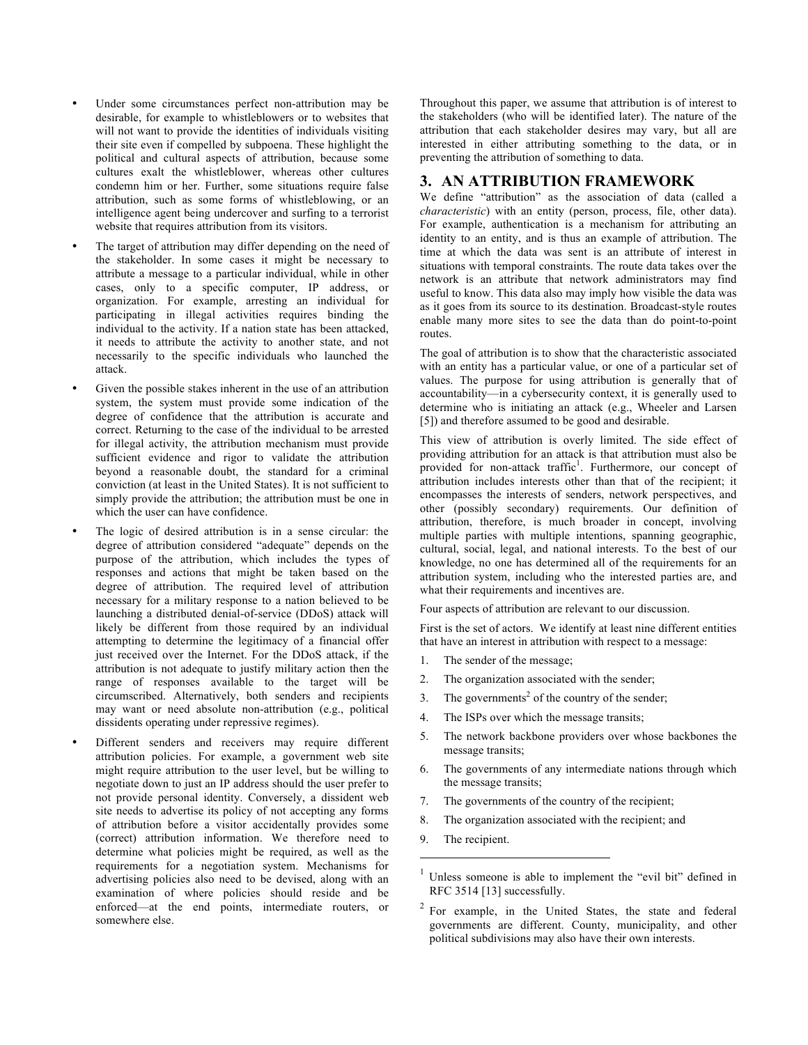- Under some circumstances perfect non-attribution may be desirable, for example to whistleblowers or to websites that will not want to provide the identities of individuals visiting their site even if compelled by subpoena. These highlight the political and cultural aspects of attribution, because some cultures exalt the whistleblower, whereas other cultures condemn him or her. Further, some situations require false attribution, such as some forms of whistleblowing, or an intelligence agent being undercover and surfing to a terrorist website that requires attribution from its visitors.
- The target of attribution may differ depending on the need of the stakeholder. In some cases it might be necessary to attribute a message to a particular individual, while in other cases, only to a specific computer, IP address, or organization. For example, arresting an individual for participating in illegal activities requires binding the individual to the activity. If a nation state has been attacked, it needs to attribute the activity to another state, and not necessarily to the specific individuals who launched the attack.
- Given the possible stakes inherent in the use of an attribution system, the system must provide some indication of the degree of confidence that the attribution is accurate and correct. Returning to the case of the individual to be arrested for illegal activity, the attribution mechanism must provide sufficient evidence and rigor to validate the attribution beyond a reasonable doubt, the standard for a criminal conviction (at least in the United States). It is not sufficient to simply provide the attribution; the attribution must be one in which the user can have confidence.
- The logic of desired attribution is in a sense circular: the degree of attribution considered "adequate" depends on the purpose of the attribution, which includes the types of responses and actions that might be taken based on the degree of attribution. The required level of attribution necessary for a military response to a nation believed to be launching a distributed denial-of-service (DDoS) attack will likely be different from those required by an individual attempting to determine the legitimacy of a financial offer just received over the Internet. For the DDoS attack, if the attribution is not adequate to justify military action then the range of responses available to the target will be circumscribed. Alternatively, both senders and recipients may want or need absolute non-attribution (e.g., political dissidents operating under repressive regimes).
- Different senders and receivers may require different attribution policies. For example, a government web site might require attribution to the user level, but be willing to negotiate down to just an IP address should the user prefer to not provide personal identity. Conversely, a dissident web site needs to advertise its policy of not accepting any forms of attribution before a visitor accidentally provides some (correct) attribution information. We therefore need to determine what policies might be required, as well as the requirements for a negotiation system. Mechanisms for advertising policies also need to be devised, along with an examination of where policies should reside and be enforced—at the end points, intermediate routers, or somewhere else.

Throughout this paper, we assume that attribution is of interest to the stakeholders (who will be identified later). The nature of the attribution that each stakeholder desires may vary, but all are interested in either attributing something to the data, or in preventing the attribution of something to data.

## 3. AN ATTRIBUTION FRAMEWORK

We define "attribution" as the association of data (called a *characteristic*) with an entity (person, process, file, other data). For example, authentication is a mechanism for attributing an identity to an entity, and is thus an example of attribution. The time at which the data was sent is an attribute of interest in situations with temporal constraints. The route data takes over the network is an attribute that network administrators may find useful to know. This data also may imply how visible the data was as it goes from its source to its destination. Broadcast-style routes enable many more sites to see the data than do point-to-point routes.

The goal of attribution is to show that the characteristic associated with an entity has a particular value, or one of a particular set of values. The purpose for using attribution is generally that of accountability—in a cybersecurity context, it is generally used to determine who is initiating an attack (e.g., Wheeler and Larsen [5]) and therefore assumed to be good and desirable.

This view of attribution is overly limited. The side effect of providing attribution for an attack is that attribution must also be provided for non-attack traffic[1]. Furthermore, our concept of attribution includes interests other than that of the recipient; it encompasses the interests of senders, network perspectives, and other (possibly secondary) requirements. Our definition of attribution, therefore, is much broader in concept, involving multiple parties with multiple intentions, spanning geographic, cultural, social, legal, and national interests. To the best of our knowledge, no one has determined all of the requirements for an attribution system, including who the interested parties are, and what their requirements and incentives are.

Four aspects of attribution are relevant to our discussion.

First is the set of actors. We identify at least nine different entities that have an interest in attribution with respect to a message:

1. The sender of the message;
2. The organization associated with the sender;
3. The governments[2] of the country of the sender;
4. The ISPs over which the message transits;
5. The network backbone providers over whose backbones the message transits;
6. The governments of any intermediate nations through which the message transits;
7. The governments of the country of the recipient;
8. The organization associated with the recipient; and
9. The recipient.

---

[1] Unless someone is able to implement the "evil bit" defined in RFC 3514 [13] successfully.

[2] For example, in the United States, the state and federal governments are different. County, municipality, and other political subdivisions may also have their own interests.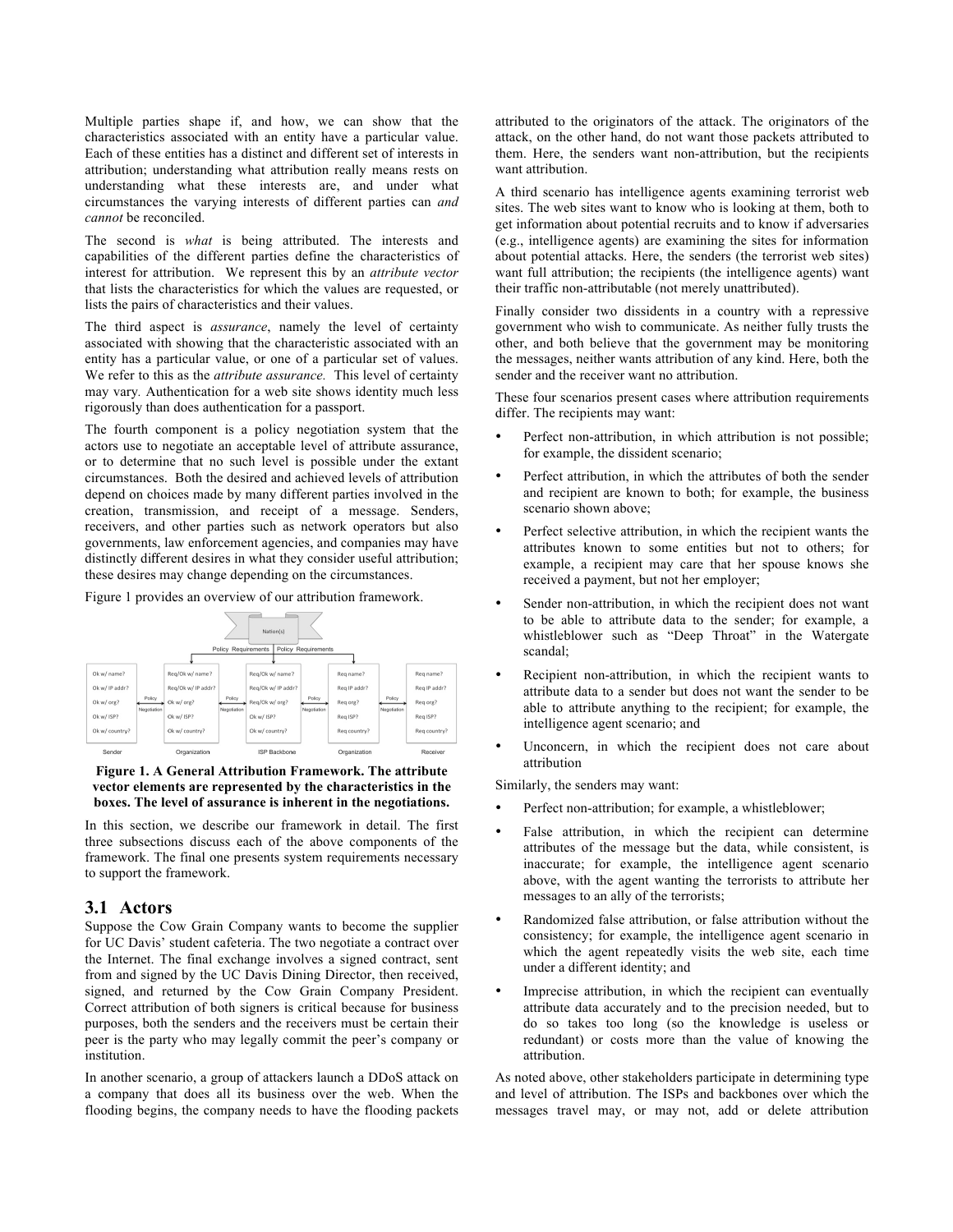Multiple parties shape if, and how, we can show that the characteristics associated with an entity have a particular value. Each of these entities has a distinct and different set of interests in attribution; understanding what attribution really means rests on understanding what these interests are, and under what circumstances the varying interests of different parties can *and cannot* be reconciled.

The second is *what* is being attributed. The interests and capabilities of the different parties define the characteristics of interest for attribution. We represent this by an *attribute vector* that lists the characteristics for which the values are requested, or lists the pairs of characteristics and their values.

The third aspect is *assurance*, namely the level of certainty associated with showing that the characteristic associated with an entity has a particular value, or one of a particular set of values. We refer to this as the *attribute assurance.* This level of certainty may vary. Authentication for a web site shows identity much less rigorously than does authentication for a passport.

The fourth component is a policy negotiation system that the actors use to negotiate an acceptable level of attribute assurance, or to determine that no such level is possible under the extant circumstances. Both the desired and achieved levels of attribution depend on choices made by many different parties involved in the creation, transmission, and receipt of a message. Senders, receivers, and other parties such as network operators but also governments, law enforcement agencies, and companies may have distinctly different desires in what they consider useful attribution; these desires may change depending on the circumstances.

Figure 1 provides an overview of our attribution framework.

**Figure 1. A General Attribution Framework. The attribute vector elements are represented by the characteristics in the boxes. The level of assurance is inherent in the negotiations.**

In this section, we describe our framework in detail. The first three subsections discuss each of the above components of the framework. The final one presents system requirements necessary to support the framework.

## 3.1 Actors

Suppose the Cow Grain Company wants to become the supplier for UC Davis' student cafeteria. The two negotiate a contract over the Internet. The final exchange involves a signed contract, sent from and signed by the UC Davis Dining Director, then received, signed, and returned by the Cow Grain Company President. Correct attribution of both signers is critical because for business purposes, both the senders and the receivers must be certain their peer is the party who may legally commit the peer's company or institution.

In another scenario, a group of attackers launch a DDoS attack on a company that does all its business over the web. When the flooding begins, the company needs to have the flooding packets attributed to the originators of the attack. The originators of the attack, on the other hand, do not want those packets attributed to them. Here, the senders want non-attribution, but the recipients want attribution.

A third scenario has intelligence agents examining terrorist web sites. The web sites want to know who is looking at them, both to get information about potential recruits and to know if adversaries (e.g., intelligence agents) are examining the sites for information about potential attacks. Here, the senders (the terrorist web sites) want full attribution; the recipients (the intelligence agents) want their traffic non-attributable (not merely unattributed).

Finally consider two dissidents in a country with a repressive government who wish to communicate. As neither fully trusts the other, and both believe that the government may be monitoring the messages, neither wants attribution of any kind. Here, both the sender and the receiver want no attribution.

These four scenarios present cases where attribution requirements differ. The recipients may want:

- Perfect non-attribution, in which attribution is not possible; for example, the dissident scenario;
- Perfect attribution, in which the attributes of both the sender and recipient are known to both; for example, the business scenario shown above;
- Perfect selective attribution, in which the recipient wants the attributes known to some entities but not to others; for example, a recipient may care that her spouse knows she received a payment, but not her employer;
- Sender non-attribution, in which the recipient does not want to be able to attribute data to the sender; for example, a whistleblower such as "Deep Throat" in the Watergate scandal;
- Recipient non-attribution, in which the recipient wants to attribute data to a sender but does not want the sender to be able to attribute anything to the recipient; for example, the intelligence agent scenario; and
- Unconcern, in which the recipient does not care about attribution

Similarly, the senders may want:

- Perfect non-attribution; for example, a whistleblower;
- False attribution, in which the recipient can determine attributes of the message but the data, while consistent, is inaccurate; for example, the intelligence agent scenario above, with the agent wanting the terrorists to attribute her messages to an ally of the terrorists;
- Randomized false attribution, or false attribution without the consistency; for example, the intelligence agent scenario in which the agent repeatedly visits the web site, each time under a different identity; and
- Imprecise attribution, in which the recipient can eventually attribute data accurately and to the precision needed, but to do so takes too long (so the knowledge is useless or redundant) or costs more than the value of knowing the attribution.

As noted above, other stakeholders participate in determining type and level of attribution. The ISPs and backbones over which the messages travel may, or may not, add or delete attribution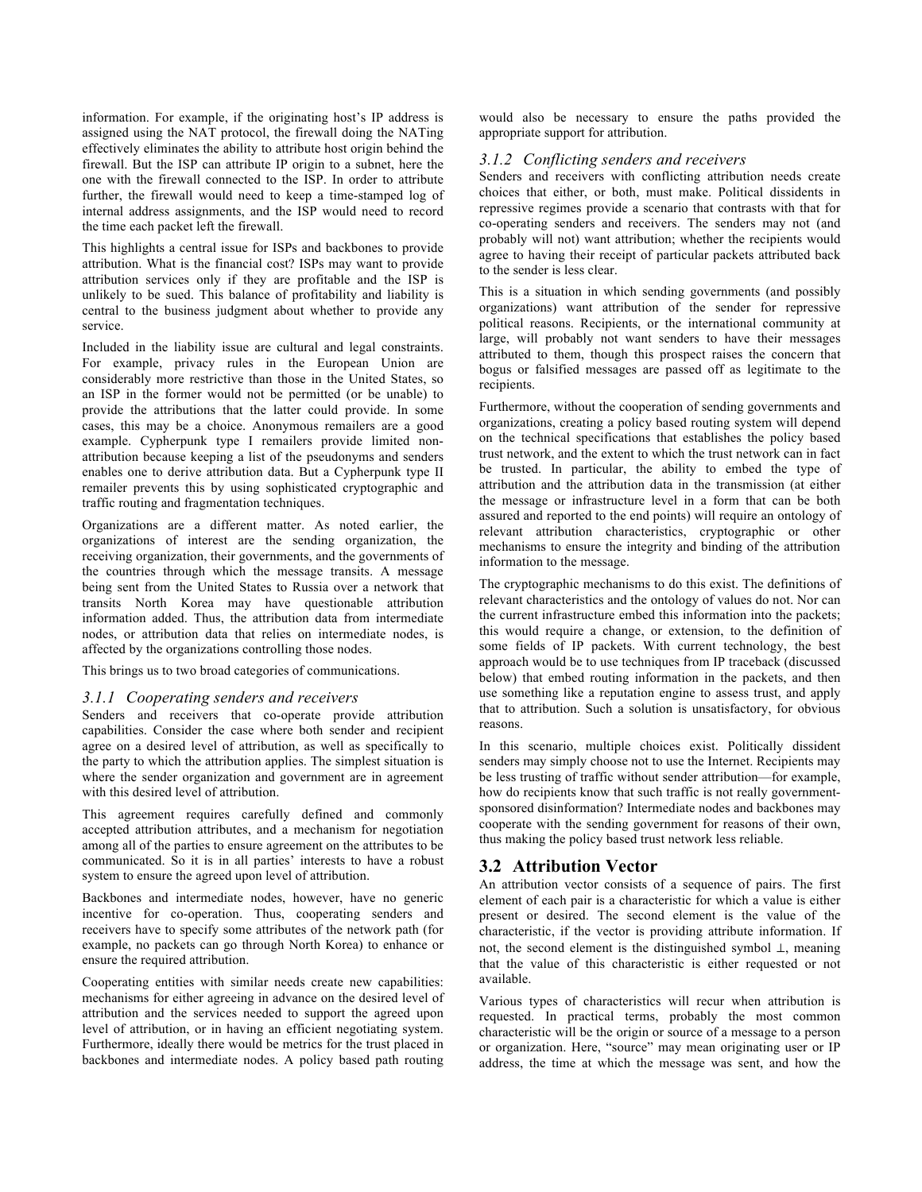information. For example, if the originating host's IP address is assigned using the NAT protocol, the firewall doing the NATing effectively eliminates the ability to attribute host origin behind the firewall. But the ISP can attribute IP origin to a subnet, here the one with the firewall connected to the ISP. In order to attribute further, the firewall would need to keep a time-stamped log of internal address assignments, and the ISP would need to record the time each packet left the firewall.

This highlights a central issue for ISPs and backbones to provide attribution. What is the financial cost? ISPs may want to provide attribution services only if they are profitable and the ISP is unlikely to be sued. This balance of profitability and liability is central to the business judgment about whether to provide any service.

Included in the liability issue are cultural and legal constraints. For example, privacy rules in the European Union are considerably more restrictive than those in the United States, so an ISP in the former would not be permitted (or be unable) to provide the attributions that the latter could provide. In some cases, this may be a choice. Anonymous remailers are a good example. Cypherpunk type I remailers provide limited non-attribution because keeping a list of the pseudonyms and senders enables one to derive attribution data. But a Cypherpunk type II remailer prevents this by using sophisticated cryptographic and traffic routing and fragmentation techniques.

Organizations are a different matter. As noted earlier, the organizations of interest are the sending organization, the receiving organization, their governments, and the governments of the countries through which the message transits. A message being sent from the United States to Russia over a network that transits North Korea may have questionable attribution information added. Thus, the attribution data from intermediate nodes, or attribution data that relies on intermediate nodes, is affected by the organizations controlling those nodes.

This brings us to two broad categories of communications.

### 3.1.1 Cooperating senders and receivers

Senders and receivers that co-operate provide attribution capabilities. Consider the case where both sender and recipient agree on a desired level of attribution, as well as specifically to the party to which the attribution applies. The simplest situation is where the sender organization and government are in agreement with this desired level of attribution.

This agreement requires carefully defined and commonly accepted attribution attributes, and a mechanism for negotiation among all of the parties to ensure agreement on the attributes to be communicated. So it is in all parties' interests to have a robust system to ensure the agreed upon level of attribution.

Backbones and intermediate nodes, however, have no generic incentive for co-operation. Thus, cooperating senders and receivers have to specify some attributes of the network path (for example, no packets can go through North Korea) to enhance or ensure the required attribution.

Cooperating entities with similar needs create new capabilities: mechanisms for either agreeing in advance on the desired level of attribution and the services needed to support the agreed upon level of attribution, or in having an efficient negotiating system. Furthermore, ideally there would be metrics for the trust placed in backbones and intermediate nodes. A policy based path routing would also be necessary to ensure the paths provided the appropriate support for attribution.

### 3.1.2 Conflicting senders and receivers

Senders and receivers with conflicting attribution needs create choices that either, or both, must make. Political dissidents in repressive regimes provide a scenario that contrasts with that for co-operating senders and receivers. The senders may not (and probably will not) want attribution; whether the recipients would agree to having their receipt of particular packets attributed back to the sender is less clear.

This is a situation in which sending governments (and possibly organizations) want attribution of the sender for repressive political reasons. Recipients, or the international community at large, will probably not want senders to have their messages attributed to them, though this prospect raises the concern that bogus or falsified messages are passed off as legitimate to the recipients.

Furthermore, without the cooperation of sending governments and organizations, creating a policy based routing system will depend on the technical specifications that establishes the policy based trust network, and the extent to which the trust network can in fact be trusted. In particular, the ability to embed the type of attribution and the attribution data in the transmission (at either the message or infrastructure level in a form that can be both assured and reported to the end points) will require an ontology of relevant attribution characteristics, cryptographic or other mechanisms to ensure the integrity and binding of the attribution information to the message.

The cryptographic mechanisms to do this exist. The definitions of relevant characteristics and the ontology of values do not. Nor can the current infrastructure embed this information into the packets; this would require a change, or extension, to the definition of some fields of IP packets. With current technology, the best approach would be to use techniques from IP traceback (discussed below) that embed routing information in the packets, and then use something like a reputation engine to assess trust, and apply that to attribution. Such a solution is unsatisfactory, for obvious reasons.

In this scenario, multiple choices exist. Politically dissident senders may simply choose not to use the Internet. Recipients may be less trusting of traffic without sender attribution—for example, how do recipients know that such traffic is not really government-sponsored disinformation? Intermediate nodes and backbones may cooperate with the sending government for reasons of their own, thus making the policy based trust network less reliable.

## 3.2 Attribution Vector

An attribution vector consists of a sequence of pairs. The first element of each pair is a characteristic for which a value is either present or desired. The second element is the value of the characteristic, if the vector is providing attribute information. If not, the second element is the distinguished symbol $\perp$, meaning that the value of this characteristic is either requested or not available.

Various types of characteristics will recur when attribution is requested. In practical terms, probably the most common characteristic will be the origin or source of a message to a person or organization. Here, "source" may mean originating user or IP address, the time at which the message was sent, and how the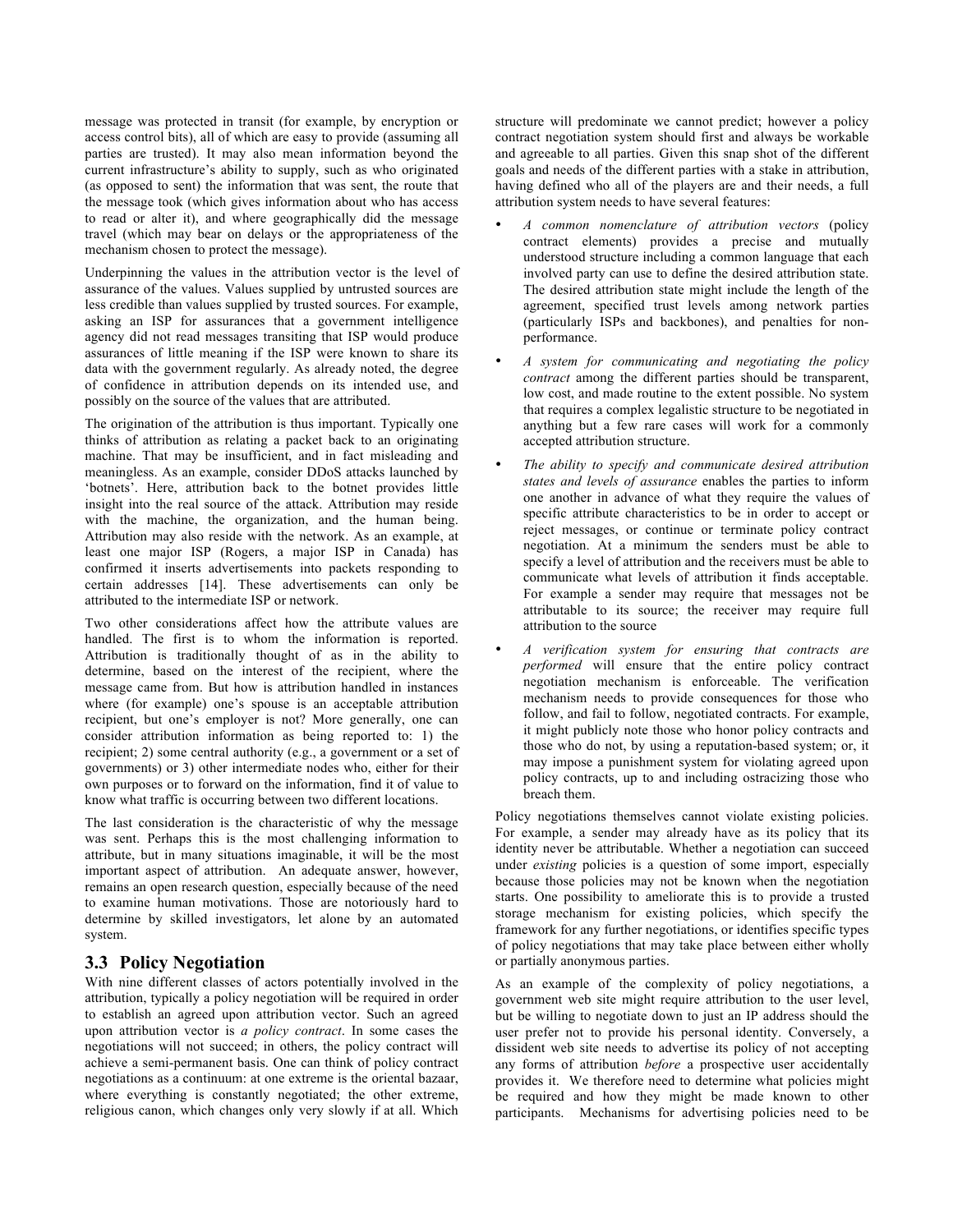message was protected in transit (for example, by encryption or access control bits), all of which are easy to provide (assuming all parties are trusted). It may also mean information beyond the current infrastructure's ability to supply, such as who originated (as opposed to sent) the information that was sent, the route that the message took (which gives information about who has access to read or alter it), and where geographically did the message travel (which may bear on delays or the appropriateness of the mechanism chosen to protect the message).

Underpinning the values in the attribution vector is the level of assurance of the values. Values supplied by untrusted sources are less credible than values supplied by trusted sources. For example, asking an ISP for assurances that a government intelligence agency did not read messages transiting that ISP would produce assurances of little meaning if the ISP were known to share its data with the government regularly. As already noted, the degree of confidence in attribution depends on its intended use, and possibly on the source of the values that are attributed.

The origination of the attribution is thus important. Typically one thinks of attribution as relating a packet back to an originating machine. That may be insufficient, and in fact misleading and meaningless. As an example, consider DDoS attacks launched by 'botnets'. Here, attribution back to the botnet provides little insight into the real source of the attack. Attribution may reside with the machine, the organization, and the human being. Attribution may also reside with the network. As an example, at least one major ISP (Rogers, a major ISP in Canada) has confirmed it inserts advertisements into packets responding to certain addresses [14]. These advertisements can only be attributed to the intermediate ISP or network.

Two other considerations affect how the attribute values are handled. The first is to whom the information is reported. Attribution is traditionally thought of as in the ability to determine, based on the interest of the recipient, where the message came from. But how is attribution handled in instances where (for example) one's spouse is an acceptable attribution recipient, but one's employer is not? More generally, one can consider attribution information as being reported to: 1) the recipient; 2) some central authority (e.g., a government or a set of governments) or 3) other intermediate nodes who, either for their own purposes or to forward on the information, find it of value to know what traffic is occurring between two different locations.

The last consideration is the characteristic of why the message was sent. Perhaps this is the most challenging information to attribute, but in many situations imaginable, it will be the most important aspect of attribution. An adequate answer, however, remains an open research question, especially because of the need to examine human motivations. Those are notoriously hard to determine by skilled investigators, let alone by an automated system.

## 3.3 Policy Negotiation

With nine different classes of actors potentially involved in the attribution, typically a policy negotiation will be required in order to establish an agreed upon attribution vector. Such an agreed upon attribution vector is *a policy contract*. In some cases the negotiations will not succeed; in others, the policy contract will achieve a semi-permanent basis. One can think of policy contract negotiations as a continuum: at one extreme is the oriental bazaar, where everything is constantly negotiated; the other extreme, religious canon, which changes only very slowly if at all. Which structure will predominate we cannot predict; however a policy contract negotiation system should first and always be workable and agreeable to all parties. Given this snap shot of the different goals and needs of the different parties with a stake in attribution, having defined who all of the players are and their needs, a full attribution system needs to have several features:

- *A common nomenclature of attribution vectors* (policy contract elements) provides a precise and mutually understood structure including a common language that each involved party can use to define the desired attribution state. The desired attribution state might include the length of the agreement, specified trust levels among network parties (particularly ISPs and backbones), and penalties for non-performance.
- *A system for communicating and negotiating the policy contract* among the different parties should be transparent, low cost, and made routine to the extent possible. No system that requires a complex legalistic structure to be negotiated in anything but a few rare cases will work for a commonly accepted attribution structure.
- *The ability to specify and communicate desired attribution states and levels of assurance* enables the parties to inform one another in advance of what they require the values of specific attribute characteristics to be in order to accept or reject messages, or continue or terminate policy contract negotiation. At a minimum the senders must be able to specify a level of attribution and the receivers must be able to communicate what levels of attribution it finds acceptable. For example a sender may require that messages not be attributable to its source; the receiver may require full attribution to the source
- *A verification system for ensuring that contracts are performed* will ensure that the entire policy contract negotiation mechanism is enforceable. The verification mechanism needs to provide consequences for those who follow, and fail to follow, negotiated contracts. For example, it might publicly note those who honor policy contracts and those who do not, by using a reputation-based system; or, it may impose a punishment system for violating agreed upon policy contracts, up to and including ostracizing those who breach them.

Policy negotiations themselves cannot violate existing policies. For example, a sender may already have as its policy that its identity never be attributable. Whether a negotiation can succeed under *existing* policies is a question of some import, especially because those policies may not be known when the negotiation starts. One possibility to ameliorate this is to provide a trusted storage mechanism for existing policies, which specify the framework for any further negotiations, or identifies specific types of policy negotiations that may take place between either wholly or partially anonymous parties.

As an example of the complexity of policy negotiations, a government web site might require attribution to the user level, but be willing to negotiate down to just an IP address should the user prefer not to provide his personal identity. Conversely, a dissident web site needs to advertise its policy of not accepting any forms of attribution *before* a prospective user accidentally provides it. We therefore need to determine what policies might be required and how they might be made known to other participants. Mechanisms for advertising policies need to be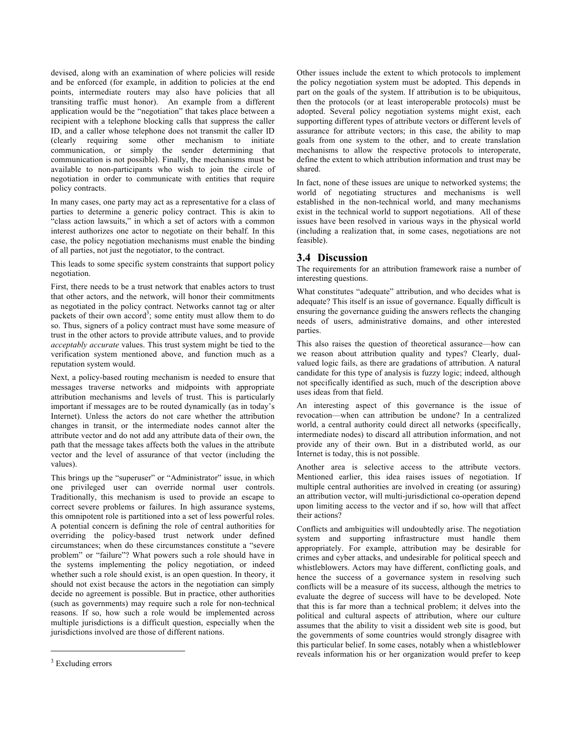devised, along with an examination of where policies will reside and be enforced (for example, in addition to policies at the end points, intermediate routers may also have policies that all transiting traffic must honor). An example from a different application would be the "negotiation" that takes place between a recipient with a telephone blocking calls that suppress the caller ID, and a caller whose telephone does not transmit the caller ID (clearly requiring some other mechanism to initiate communication, or simply the sender determining that communication is not possible). Finally, the mechanisms must be available to non-participants who wish to join the circle of negotiation in order to communicate with entities that require policy contracts.

In many cases, one party may act as a representative for a class of parties to determine a generic policy contract. This is akin to "class action lawsuits," in which a set of actors with a common interest authorizes one actor to negotiate on their behalf. In this case, the policy negotiation mechanisms must enable the binding of all parties, not just the negotiator, to the contract.

This leads to some specific system constraints that support policy negotiation.

First, there needs to be a trust network that enables actors to trust that other actors, and the network, will honor their commitments as negotiated in the policy contract. Networks cannot tag or alter packets of their own accord[3]; some entity must allow them to do so. Thus, signers of a policy contract must have some measure of trust in the other actors to provide attribute values, and to provide *acceptably accurate* values. This trust system might be tied to the verification system mentioned above, and function much as a reputation system would.

Next, a policy-based routing mechanism is needed to ensure that messages traverse networks and midpoints with appropriate attribution mechanisms and levels of trust. This is particularly important if messages are to be routed dynamically (as in today's Internet). Unless the actors do not care whether the attribution changes in transit, or the intermediate nodes cannot alter the attribute vector and do not add any attribute data of their own, the path that the message takes affects both the values in the attribute vector and the level of assurance of that vector (including the values).

This brings up the "superuser" or "Administrator" issue, in which one privileged user can override normal user controls. Traditionally, this mechanism is used to provide an escape to correct severe problems or failures. In high assurance systems, this omnipotent role is partitioned into a set of less powerful roles. A potential concern is defining the role of central authorities for overriding the policy-based trust network under defined circumstances; when do these circumstances constitute a "severe problem" or "failure"? What powers such a role should have in the systems implementing the policy negotiation, or indeed whether such a role should exist, is an open question. In theory, it should not exist because the actors in the negotiation can simply decide no agreement is possible. But in practice, other authorities (such as governments) may require such a role for non-technical reasons. If so, how such a role would be implemented across multiple jurisdictions is a difficult question, especially when the jurisdictions involved are those of different nations.

[3] Excluding errors

Other issues include the extent to which protocols to implement the policy negotiation system must be adopted. This depends in part on the goals of the system. If attribution is to be ubiquitous, then the protocols (or at least interoperable protocols) must be adopted. Several policy negotiation systems might exist, each supporting different types of attribute vectors or different levels of assurance for attribute vectors; in this case, the ability to map goals from one system to the other, and to create translation mechanisms to allow the respective protocols to interoperate, define the extent to which attribution information and trust may be shared.

In fact, none of these issues are unique to networked systems; the world of negotiating structures and mechanisms is well established in the non-technical world, and many mechanisms exist in the technical world to support negotiations. All of these issues have been resolved in various ways in the physical world (including a realization that, in some cases, negotiations are not feasible).

## 3.4 Discussion

The requirements for an attribution framework raise a number of interesting questions.

What constitutes "adequate" attribution, and who decides what is adequate? This itself is an issue of governance. Equally difficult is ensuring the governance guiding the answers reflects the changing needs of users, administrative domains, and other interested parties.

This also raises the question of theoretical assurance—how can we reason about attribution quality and types? Clearly, dual-valued logic fails, as there are gradations of attribution. A natural candidate for this type of analysis is fuzzy logic; indeed, although not specifically identified as such, much of the description above uses ideas from that field.

An interesting aspect of this governance is the issue of revocation—when can attribution be undone? In a centralized world, a central authority could direct all networks (specifically, intermediate nodes) to discard all attribution information, and not provide any of their own. But in a distributed world, as our Internet is today, this is not possible.

Another area is selective access to the attribute vectors. Mentioned earlier, this idea raises issues of negotiation. If multiple central authorities are involved in creating (or assuring) an attribution vector, will multi-jurisdictional co-operation depend upon limiting access to the vector and if so, how will that affect their actions?

Conflicts and ambiguities will undoubtedly arise. The negotiation system and supporting infrastructure must handle them appropriately. For example, attribution may be desirable for crimes and cyber attacks, and undesirable for political speech and whistleblowers. Actors may have different, conflicting goals, and hence the success of a governance system in resolving such conflicts will be a measure of its success, although the metrics to evaluate the degree of success will have to be developed. Note that this is far more than a technical problem; it delves into the political and cultural aspects of attribution, where our culture assumes that the ability to visit a dissident web site is good, but the governments of some countries would strongly disagree with this particular belief. In some cases, notably when a whistleblower reveals information his or her organization would prefer to keep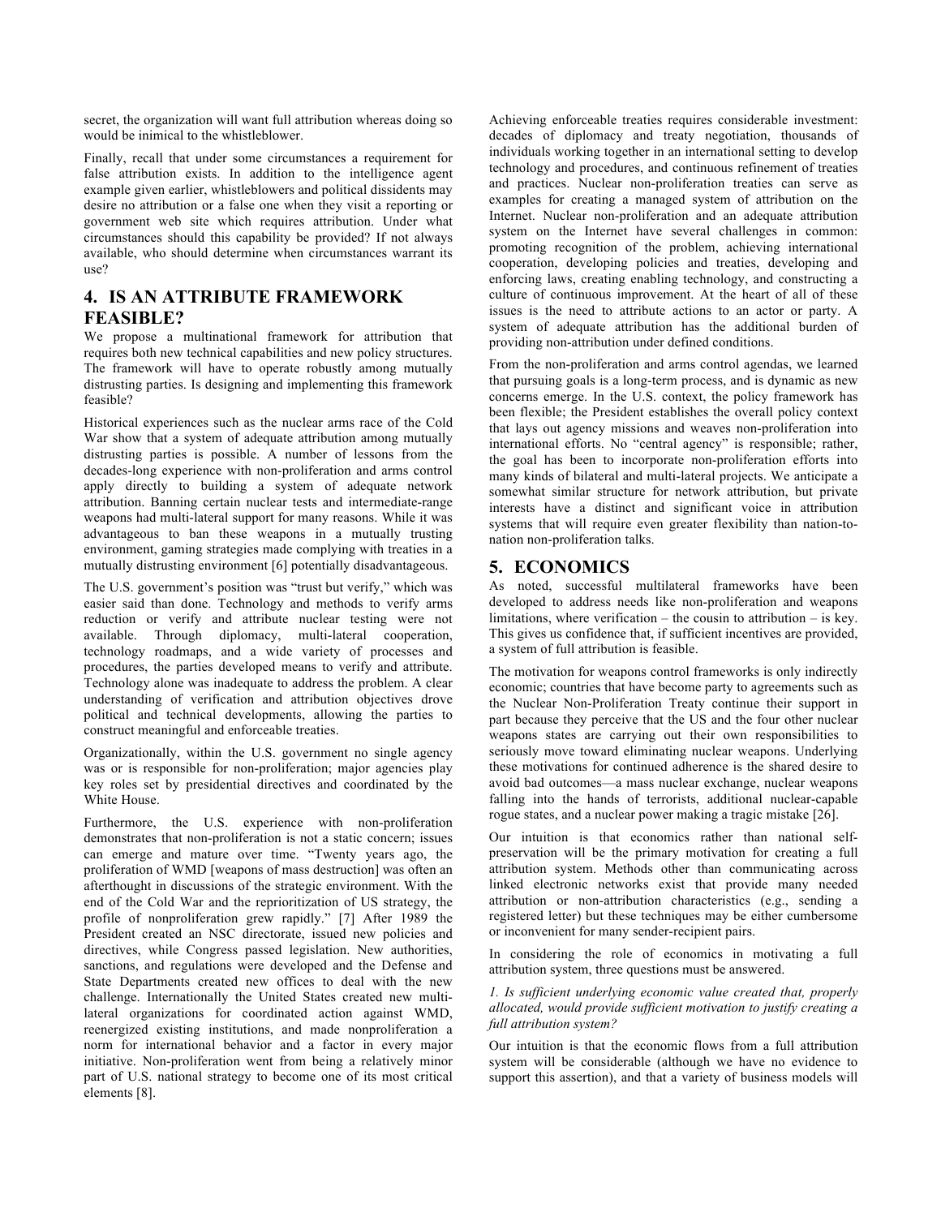secret, the organization will want full attribution whereas doing so would be inimical to the whistleblower.

Finally, recall that under some circumstances a requirement for false attribution exists. In addition to the intelligence agent example given earlier, whistleblowers and political dissidents may desire no attribution or a false one when they visit a reporting or government web site which requires attribution. Under what circumstances should this capability be provided? If not always available, who should determine when circumstances warrant its use?

## 4. IS AN ATTRIBUTE FRAMEWORK FEASIBLE?

We propose a multinational framework for attribution that requires both new technical capabilities and new policy structures. The framework will have to operate robustly among mutually distrusting parties. Is designing and implementing this framework feasible?

Historical experiences such as the nuclear arms race of the Cold War show that a system of adequate attribution among mutually distrusting parties is possible. A number of lessons from the decades-long experience with non-proliferation and arms control apply directly to building a system of adequate network attribution. Banning certain nuclear tests and intermediate-range weapons had multi-lateral support for many reasons. While it was advantageous to ban these weapons in a mutually trusting environment, gaming strategies made complying with treaties in a mutually distrusting environment [6] potentially disadvantageous.

The U.S. government's position was "trust but verify," which was easier said than done. Technology and methods to verify arms reduction or verify and attribute nuclear testing were not available. Through diplomacy, multi-lateral cooperation, technology roadmaps, and a wide variety of processes and procedures, the parties developed means to verify and attribute. Technology alone was inadequate to address the problem. A clear understanding of verification and attribution objectives drove political and technical developments, allowing the parties to construct meaningful and enforceable treaties.

Organizationally, within the U.S. government no single agency was or is responsible for non-proliferation; major agencies play key roles set by presidential directives and coordinated by the White House.

Furthermore, the U.S. experience with non-proliferation demonstrates that non-proliferation is not a static concern; issues can emerge and mature over time. "Twenty years ago, the proliferation of WMD [weapons of mass destruction] was often an afterthought in discussions of the strategic environment. With the end of the Cold War and the reprioritization of US strategy, the profile of nonproliferation grew rapidly." [7] After 1989 the President created an NSC directorate, issued new policies and directives, while Congress passed legislation. New authorities, sanctions, and regulations were developed and the Defense and State Departments created new offices to deal with the new challenge. Internationally the United States created new multi-lateral organizations for coordinated action against WMD, reenergized existing institutions, and made nonproliferation a norm for international behavior and a factor in every major initiative. Non-proliferation went from being a relatively minor part of U.S. national strategy to become one of its most critical elements [8].

Achieving enforceable treaties requires considerable investment: decades of diplomacy and treaty negotiation, thousands of individuals working together in an international setting to develop technology and procedures, and continuous refinement of treaties and practices. Nuclear non-proliferation treaties can serve as examples for creating a managed system of attribution on the Internet. Nuclear non-proliferation and an adequate attribution system on the Internet have several challenges in common: promoting recognition of the problem, achieving international cooperation, developing policies and treaties, developing and enforcing laws, creating enabling technology, and constructing a culture of continuous improvement. At the heart of all of these issues is the need to attribute actions to an actor or party. A system of adequate attribution has the additional burden of providing non-attribution under defined conditions.

From the non-proliferation and arms control agendas, we learned that pursuing goals is a long-term process, and is dynamic as new concerns emerge. In the U.S. context, the policy framework has been flexible; the President establishes the overall policy context that lays out agency missions and weaves non-proliferation into international efforts. No "central agency" is responsible; rather, the goal has been to incorporate non-proliferation efforts into many kinds of bilateral and multi-lateral projects. We anticipate a somewhat similar structure for network attribution, but private interests have a distinct and significant voice in attribution systems that will require even greater flexibility than nation-to-nation non-proliferation talks.

## 5. ECONOMICS

As noted, successful multilateral frameworks have been developed to address needs like non-proliferation and weapons limitations, where verification – the cousin to attribution – is key. This gives us confidence that, if sufficient incentives are provided, a system of full attribution is feasible.

The motivation for weapons control frameworks is only indirectly economic; countries that have become party to agreements such as the Nuclear Non-Proliferation Treaty continue their support in part because they perceive that the US and the four other nuclear weapons states are carrying out their own responsibilities to seriously move toward eliminating nuclear weapons. Underlying these motivations for continued adherence is the shared desire to avoid bad outcomes—a mass nuclear exchange, nuclear weapons falling into the hands of terrorists, additional nuclear-capable rogue states, and a nuclear power making a tragic mistake [26].

Our intuition is that economics rather than national self-preservation will be the primary motivation for creating a full attribution system. Methods other than communicating across linked electronic networks exist that provide many needed attribution or non-attribution characteristics (e.g., sending a registered letter) but these techniques may be either cumbersome or inconvenient for many sender-recipient pairs.

In considering the role of economics in motivating a full attribution system, three questions must be answered.

*1. Is sufficient underlying economic value created that, properly allocated, would provide sufficient motivation to justify creating a full attribution system?*

Our intuition is that the economic flows from a full attribution system will be considerable (although we have no evidence to support this assertion), and that a variety of business models will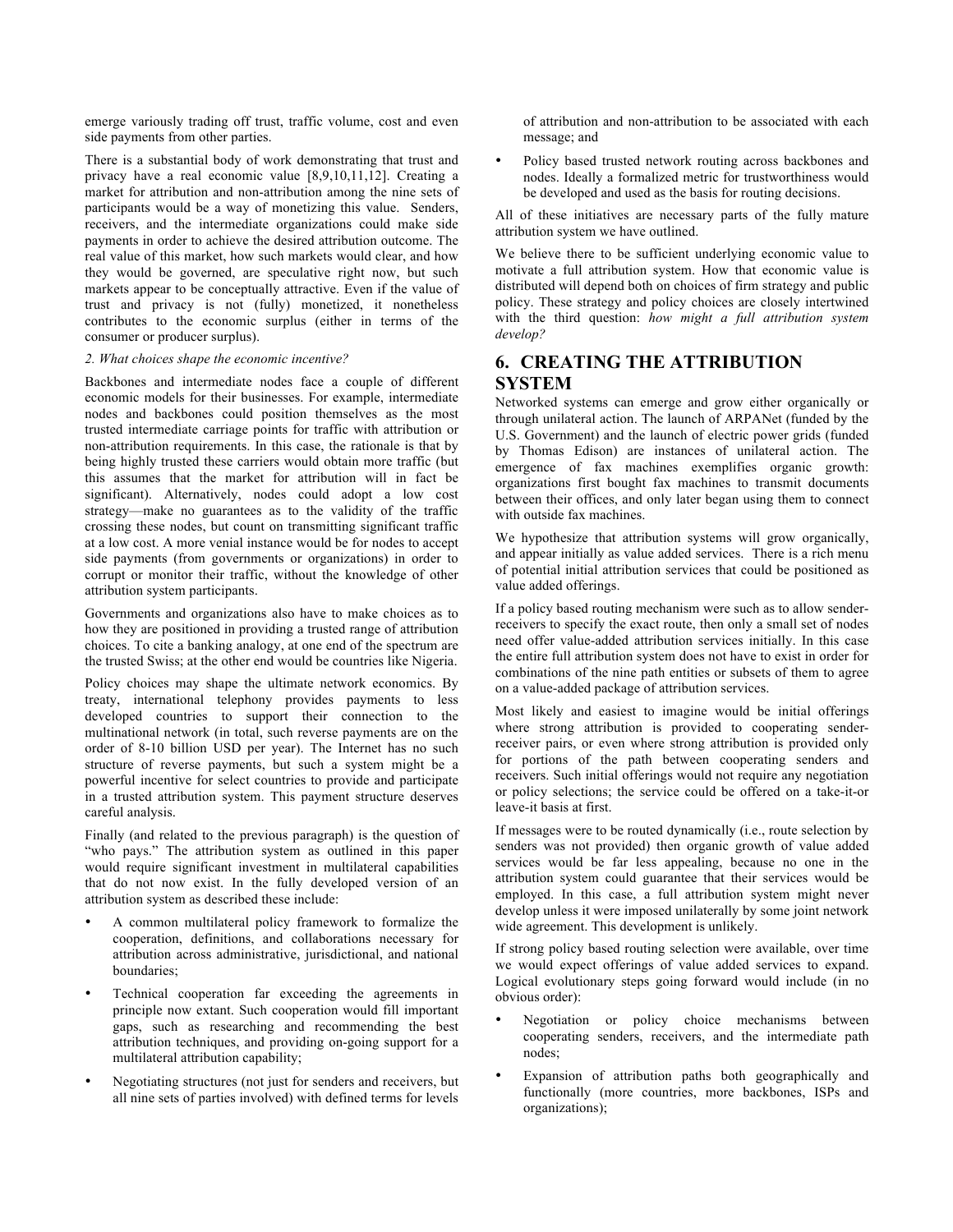emerge variously trading off trust, traffic volume, cost and even side payments from other parties.

There is a substantial body of work demonstrating that trust and privacy have a real economic value [8,9,10,11,12]. Creating a market for attribution and non-attribution among the nine sets of participants would be a way of monetizing this value. Senders, receivers, and the intermediate organizations could make side payments in order to achieve the desired attribution outcome. The real value of this market, how such markets would clear, and how they would be governed, are speculative right now, but such markets appear to be conceptually attractive. Even if the value of trust and privacy is not (fully) monetized, it nonetheless contributes to the economic surplus (either in terms of the consumer or producer surplus).

*2. What choices shape the economic incentive?*

Backbones and intermediate nodes face a couple of different economic models for their businesses. For example, intermediate nodes and backbones could position themselves as the most trusted intermediate carriage points for traffic with attribution or non-attribution requirements. In this case, the rationale is that by being highly trusted these carriers would obtain more traffic (but this assumes that the market for attribution will in fact be significant). Alternatively, nodes could adopt a low cost strategy—make no guarantees as to the validity of the traffic crossing these nodes, but count on transmitting significant traffic at a low cost. A more venial instance would be for nodes to accept side payments (from governments or organizations) in order to corrupt or monitor their traffic, without the knowledge of other attribution system participants.

Governments and organizations also have to make choices as to how they are positioned in providing a trusted range of attribution choices. To cite a banking analogy, at one end of the spectrum are the trusted Swiss; at the other end would be countries like Nigeria.

Policy choices may shape the ultimate network economics. By treaty, international telephony provides payments to less developed countries to support their connection to the multinational network (in total, such reverse payments are on the order of 8-10 billion USD per year). The Internet has no such structure of reverse payments, but such a system might be a powerful incentive for select countries to provide and participate in a trusted attribution system. This payment structure deserves careful analysis.

Finally (and related to the previous paragraph) is the question of "who pays." The attribution system as outlined in this paper would require significant investment in multilateral capabilities that do not now exist. In the fully developed version of an attribution system as described these include:

- A common multilateral policy framework to formalize the cooperation, definitions, and collaborations necessary for attribution across administrative, jurisdictional, and national boundaries;
- Technical cooperation far exceeding the agreements in principle now extant. Such cooperation would fill important gaps, such as researching and recommending the best attribution techniques, and providing on-going support for a multilateral attribution capability;
- Negotiating structures (not just for senders and receivers, but all nine sets of parties involved) with defined terms for levels of attribution and non-attribution to be associated with each message; and
- Policy based trusted network routing across backbones and nodes. Ideally a formalized metric for trustworthiness would be developed and used as the basis for routing decisions.

All of these initiatives are necessary parts of the fully mature attribution system we have outlined.

We believe there to be sufficient underlying economic value to motivate a full attribution system. How that economic value is distributed will depend both on choices of firm strategy and public policy. These strategy and policy choices are closely intertwined with the third question: *how might a full attribution system develop?*

## 6. CREATING THE ATTRIBUTION SYSTEM

Networked systems can emerge and grow either organically or through unilateral action. The launch of ARPANet (funded by the U.S. Government) and the launch of electric power grids (funded by Thomas Edison) are instances of unilateral action. The emergence of fax machines exemplifies organic growth: organizations first bought fax machines to transmit documents between their offices, and only later began using them to connect with outside fax machines.

We hypothesize that attribution systems will grow organically, and appear initially as value added services. There is a rich menu of potential initial attribution services that could be positioned as value added offerings.

If a policy based routing mechanism were such as to allow sender-receivers to specify the exact route, then only a small set of nodes need offer value-added attribution services initially. In this case the entire full attribution system does not have to exist in order for combinations of the nine path entities or subsets of them to agree on a value-added package of attribution services.

Most likely and easiest to imagine would be initial offerings where strong attribution is provided to cooperating sender-receiver pairs, or even where strong attribution is provided only for portions of the path between cooperating senders and receivers. Such initial offerings would not require any negotiation or policy selections; the service could be offered on a take-it-or leave-it basis at first.

If messages were to be routed dynamically (i.e., route selection by senders was not provided) then organic growth of value added services would be far less appealing, because no one in the attribution system could guarantee that their services would be employed. In this case, a full attribution system might never develop unless it were imposed unilaterally by some joint network wide agreement. This development is unlikely.

If strong policy based routing selection were available, over time we would expect offerings of value added services to expand. Logical evolutionary steps going forward would include (in no obvious order):

- Negotiation or policy choice mechanisms between cooperating senders, receivers, and the intermediate path nodes;
- Expansion of attribution paths both geographically and functionally (more countries, more backbones, ISPs and organizations);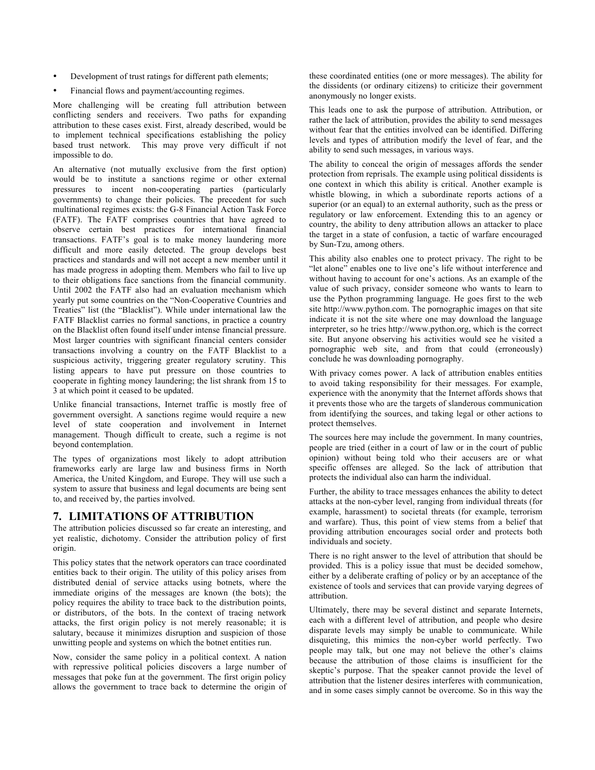- Development of trust ratings for different path elements;
- Financial flows and payment/accounting regimes.

More challenging will be creating full attribution between conflicting senders and receivers. Two paths for expanding attribution to these cases exist. First, already described, would be to implement technical specifications establishing the policy based trust network. This may prove very difficult if not impossible to do.

An alternative (not mutually exclusive from the first option) would be to institute a sanctions regime or other external pressures to incent non-cooperating parties (particularly governments) to change their policies. The precedent for such multinational regimes exists: the G-8 Financial Action Task Force (FATF). The FATF comprises countries that have agreed to observe certain best practices for international financial transactions. FATF's goal is to make money laundering more difficult and more easily detected. The group develops best practices and standards and will not accept a new member until it has made progress in adopting them. Members who fail to live up to their obligations face sanctions from the financial community. Until 2002 the FATF also had an evaluation mechanism which yearly put some countries on the "Non-Cooperative Countries and Treaties" list (the "Blacklist"). While under international law the FATF Blacklist carries no formal sanctions, in practice a country on the Blacklist often found itself under intense financial pressure. Most larger countries with significant financial centers consider transactions involving a country on the FATF Blacklist to a suspicious activity, triggering greater regulatory scrutiny. This listing appears to have put pressure on those countries to cooperate in fighting money laundering; the list shrank from 15 to 3 at which point it ceased to be updated.

Unlike financial transactions, Internet traffic is mostly free of government oversight. A sanctions regime would require a new level of state cooperation and involvement in Internet management. Though difficult to create, such a regime is not beyond contemplation.

The types of organizations most likely to adopt attribution frameworks early are large law and business firms in North America, the United Kingdom, and Europe. They will use such a system to assure that business and legal documents are being sent to, and received by, the parties involved.

# 7. LIMITATIONS OF ATTRIBUTION

The attribution policies discussed so far create an interesting, and yet realistic, dichotomy. Consider the attribution policy of first origin.

This policy states that the network operators can trace coordinated entities back to their origin. The utility of this policy arises from distributed denial of service attacks using botnets, where the immediate origins of the messages are known (the bots); the policy requires the ability to trace back to the distribution points, or distributors, of the bots. In the context of tracing network attacks, the first origin policy is not merely reasonable; it is salutary, because it minimizes disruption and suspicion of those unwitting people and systems on which the botnet entities run.

Now, consider the same policy in a political context. A nation with repressive political policies discovers a large number of messages that poke fun at the government. The first origin policy allows the government to trace back to determine the origin of these coordinated entities (one or more messages). The ability for the dissidents (or ordinary citizens) to criticize their government anonymously no longer exists.

This leads one to ask the purpose of attribution. Attribution, or rather the lack of attribution, provides the ability to send messages without fear that the entities involved can be identified. Differing levels and types of attribution modify the level of fear, and the ability to send such messages, in various ways.

The ability to conceal the origin of messages affords the sender protection from reprisals. The example using political dissidents is one context in which this ability is critical. Another example is whistle blowing, in which a subordinate reports actions of a superior (or an equal) to an external authority, such as the press or regulatory or law enforcement. Extending this to an agency or country, the ability to deny attribution allows an attacker to place the target in a state of confusion, a tactic of warfare encouraged by Sun-Tzu, among others.

This ability also enables one to protect privacy. The right to be "let alone" enables one to live one's life without interference and without having to account for one's actions. As an example of the value of such privacy, consider someone who wants to learn to use the Python programming language. He goes first to the web site http://www.python.com. The pornographic images on that site indicate it is not the site where one may download the language interpreter, so he tries http://www.python.org, which is the correct site. But anyone observing his activities would see he visited a pornographic web site, and from that could (erroneously) conclude he was downloading pornography.

With privacy comes power. A lack of attribution enables entities to avoid taking responsibility for their messages. For example, experience with the anonymity that the Internet affords shows that it prevents those who are the targets of slanderous communication from identifying the sources, and taking legal or other actions to protect themselves.

The sources here may include the government. In many countries, people are tried (either in a court of law or in the court of public opinion) without being told who their accusers are or what specific offenses are alleged. So the lack of attribution that protects the individual also can harm the individual.

Further, the ability to trace messages enhances the ability to detect attacks at the non-cyber level, ranging from individual threats (for example, harassment) to societal threats (for example, terrorism and warfare). Thus, this point of view stems from a belief that providing attribution encourages social order and protects both individuals and society.

There is no right answer to the level of attribution that should be provided. This is a policy issue that must be decided somehow, either by a deliberate crafting of policy or by an acceptance of the existence of tools and services that can provide varying degrees of attribution.

Ultimately, there may be several distinct and separate Internets, each with a different level of attribution, and people who desire disparate levels may simply be unable to communicate. While disquieting, this mimics the non-cyber world perfectly. Two people may talk, but one may not believe the other's claims because the attribution of those claims is insufficient for the skeptic's purpose. That the speaker cannot provide the level of attribution that the listener desires interferes with communication, and in some cases simply cannot be overcome. So in this way the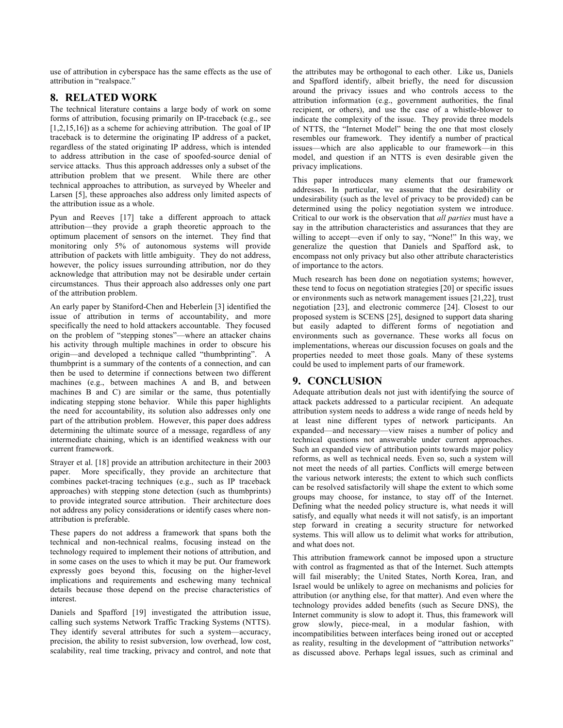use of attribution in cyberspace has the same effects as the use of attribution in "realspace."

## 8. RELATED WORK

The technical literature contains a large body of work on some forms of attribution, focusing primarily on IP-traceback (e.g., see [1,2,15,16]) as a scheme for achieving attribution. The goal of IP traceback is to determine the originating IP address of a packet, regardless of the stated originating IP address, which is intended to address attribution in the case of spoofed-source denial of service attacks. Thus this approach addresses only a subset of the attribution problem that we present. While there are other technical approaches to attribution, as surveyed by Wheeler and Larsen [5], these approaches also address only limited aspects of the attribution issue as a whole.

Pyun and Reeves [17] take a different approach to attack attribution—they provide a graph theoretic approach to the optimum placement of sensors on the internet. They find that monitoring only 5% of autonomous systems will provide attribution of packets with little ambiguity. They do not address, however, the policy issues surrounding attribution, nor do they acknowledge that attribution may not be desirable under certain circumstances. Thus their approach also addresses only one part of the attribution problem.

An early paper by Staniford-Chen and Heberlein [3] identified the issue of attribution in terms of accountability, and more specifically the need to hold attackers accountable. They focused on the problem of "stepping stones"—where an attacker chains his activity through multiple machines in order to obscure his origin—and developed a technique called "thumbprinting". A thumbprint is a summary of the contents of a connection, and can then be used to determine if connections between two different machines (e.g., between machines A and B, and between machines B and C) are similar or the same, thus potentially indicating stepping stone behavior. While this paper highlights the need for accountability, its solution also addresses only one part of the attribution problem. However, this paper does address determining the ultimate source of a message, regardless of any intermediate chaining, which is an identified weakness with our current framework.

Strayer et al. [18] provide an attribution architecture in their 2003 paper. More specifically, they provide an architecture that combines packet-tracing techniques (e.g., such as IP traceback approaches) with stepping stone detection (such as thumbprints) to provide integrated source attribution. Their architecture does not address any policy considerations or identify cases where non-attribution is preferable.

These papers do not address a framework that spans both the technical and non-technical realms, focusing instead on the technology required to implement their notions of attribution, and in some cases on the uses to which it may be put. Our framework expressly goes beyond this, focusing on the higher-level implications and requirements and eschewing many technical details because those depend on the precise characteristics of interest.

Daniels and Spafford [19] investigated the attribution issue, calling such systems Network Traffic Tracking Systems (NTTS). They identify several attributes for such a system—accuracy, precision, the ability to resist subversion, low overhead, low cost, scalability, real time tracking, privacy and control, and note that the attributes may be orthogonal to each other. Like us, Daniels and Spafford identify, albeit briefly, the need for discussion around the privacy issues and who controls access to the attribution information (e.g., government authorities, the final recipient, or others), and use the case of a whistle-blower to indicate the complexity of the issue. They provide three models of NTTS, the "Internet Model" being the one that most closely resembles our framework. They identify a number of practical issues—which are also applicable to our framework—in this model, and question if an NTTS is even desirable given the privacy implications.

This paper introduces many elements that our framework addresses. In particular, we assume that the desirability or undesirability (such as the level of privacy to be provided) can be determined using the policy negotiation system we introduce. Critical to our work is the observation that *all parties* must have a say in the attribution characteristics and assurances that they are willing to accept—even if only to say, "None!" In this way, we generalize the question that Daniels and Spafford ask, to encompass not only privacy but also other attribute characteristics of importance to the actors.

Much research has been done on negotiation systems; however, these tend to focus on negotiation strategies [20] or specific issues or environments such as network management issues [21,22], trust negotiation [23], and electronic commerce [24]. Closest to our proposed system is SCENS [25], designed to support data sharing but easily adapted to different forms of negotiation and environments such as governance. These works all focus on implementations, whereas our discussion focuses on goals and the properties needed to meet those goals. Many of these systems could be used to implement parts of our framework.

## 9. CONCLUSION

Adequate attribution deals not just with identifying the source of attack packets addressed to a particular recipient. An adequate attribution system needs to address a wide range of needs held by at least nine different types of network participants. An expanded—and necessary—view raises a number of policy and technical questions not answerable under current approaches. Such an expanded view of attribution points towards major policy reforms, as well as technical needs. Even so, such a system will not meet the needs of all parties. Conflicts will emerge between the various network interests; the extent to which such conflicts can be resolved satisfactorily will shape the extent to which some groups may choose, for instance, to stay off of the Internet. Defining what the needed policy structure is, what needs it will satisfy, and equally what needs it will not satisfy, is an important step forward in creating a security structure for networked systems. This will allow us to delimit what works for attribution, and what does not.

This attribution framework cannot be imposed upon a structure with control as fragmented as that of the Internet. Such attempts will fail miserably; the United States, North Korea, Iran, and Israel would be unlikely to agree on mechanisms and policies for attribution (or anything else, for that matter). And even where the technology provides added benefits (such as Secure DNS), the Internet community is slow to adopt it. Thus, this framework will grow slowly, piece-meal, in a modular fashion, with incompatibilities between interfaces being ironed out or accepted as reality, resulting in the development of "attribution networks" as discussed above. Perhaps legal issues, such as criminal and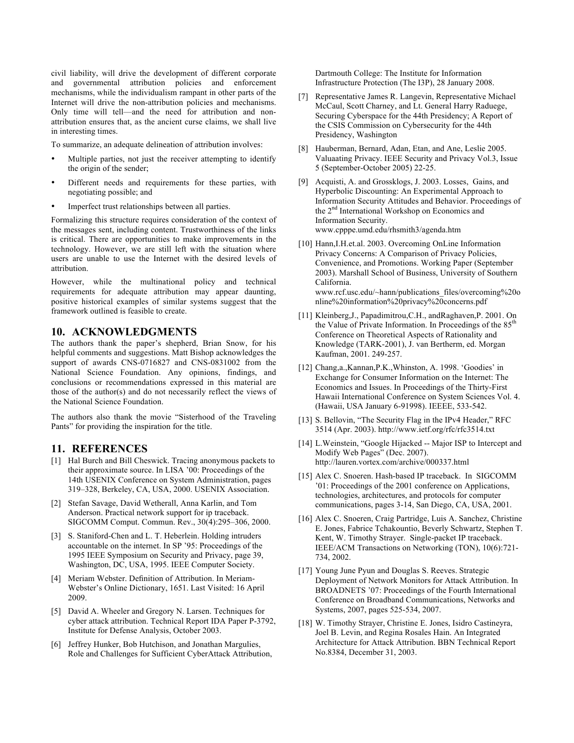civil liability, will drive the development of different corporate and governmental attribution policies and enforcement mechanisms, while the individualism rampant in other parts of the Internet will drive the non-attribution policies and mechanisms. Only time will tell—and the need for attribution and non-attribution ensures that, as the ancient curse claims, we shall live in interesting times.

To summarize, an adequate delineation of attribution involves:

- Multiple parties, not just the receiver attempting to identify the origin of the sender;
- Different needs and requirements for these parties, with negotiating possible; and
- Imperfect trust relationships between all parties.

Formalizing this structure requires consideration of the context of the messages sent, including content. Trustworthiness of the links is critical. There are opportunities to make improvements in the technology. However, we are still left with the situation where users are unable to use the Internet with the desired levels of attribution.

However, while the multinational policy and technical requirements for adequate attribution may appear daunting, positive historical examples of similar systems suggest that the framework outlined is feasible to create.

## 10. ACKNOWLEDGMENTS

The authors thank the paper's shepherd, Brian Snow, for his helpful comments and suggestions. Matt Bishop acknowledges the support of awards CNS-0716827 and CNS-0831002 from the National Science Foundation. Any opinions, findings, and conclusions or recommendations expressed in this material are those of the author(s) and do not necessarily reflect the views of the National Science Foundation.

The authors also thank the movie "Sisterhood of the Traveling Pants" for providing the inspiration for the title.

## 11. REFERENCES

[1] Hal Burch and Bill Cheswick. Tracing anonymous packets to their approximate source. In LISA '00: Proceedings of the 14th USENIX Conference on System Administration, pages 319–328, Berkeley, CA, USA, 2000. USENIX Association.

[2] Stefan Savage, David Wetherall, Anna Karlin, and Tom Anderson. Practical network support for ip traceback. SIGCOMM Comput. Commun. Rev., 30(4):295–306, 2000.

[3] S. Staniford-Chen and L. T. Heberlein. Holding intruders accountable on the internet. In SP '95: Proceedings of the 1995 IEEE Symposium on Security and Privacy, page 39, Washington, DC, USA, 1995. IEEE Computer Society.

[4] Meriam Webster. Definition of Attribution. In Meriam-Webster's Online Dictionary, 1651. Last Visited: 16 April 2009.

[5] David A. Wheeler and Gregory N. Larsen. Techniques for cyber attack attribution. Technical Report IDA Paper P-3792, Institute for Defense Analysis, October 2003.

[6] Jeffrey Hunker, Bob Hutchison, and Jonathan Margulies, Role and Challenges for Sufficient CyberAttack Attribution, Dartmouth College: The Institute for Information Infrastructure Protection (The I3P), 28 January 2008.

[7] Representative James R. Langevin, Representative Michael McCaul, Scott Charney, and Lt. General Harry Raduege, Securing Cyberspace for the 44th Presidency; A Report of the CSIS Commission on Cybersecurity for the 44th Presidency, Washington

[8] Hauberman, Bernard, Adan, Etan, and Ane, Leslie 2005. Valuaating Privacy. IEEE Security and Privacy Vol.3, Issue 5 (September-October 2005) 22-25.

[9] Acquisti, A. and Grossklogs, J. 2003. Losses, Gains, and Hyperbolic Discounting: An Experimental Approach to Information Security Attitudes and Behavior. Proceedings of the 2nd International Workshop on Economics and Information Security. www.cpppe.umd.edu/rhsmith3/agenda.htm

[10] Hann,I.H.et.al. 2003. Overcoming OnLine Information Privacy Concerns: A Comparison of Privacy Policies, Convenience, and Promotions. Working Paper (September 2003). Marshall School of Business, University of Southern California. www.rcf.usc.edu/~hann/publications_files/overcoming%20online%20information%20privacy%20concerns.pdf

[11] Kleinberg,J., Papadimitrou,C.H., andRaghaven,P. 2001. On the Value of Private Information. In Proceedings of the 85th Conference on Theoretical Aspects of Rationality and Knowledge (TARK-2001), J. van Bertherm, ed. Morgan Kaufman, 2001. 249-257.

[12] Chang,a.,Kannan,P.K.,Whinston, A. 1998. 'Goodies' in Exchange for Consumer Information on the Internet: The Economics and Issues. In Proceedings of the Thirty-First Hawaii International Conference on System Sciences Vol. 4. (Hawaii, USA January 6-91998). IEEEE, 533-542.

[13] S. Bellovin, "The Security Flag in the IPv4 Header," RFC 3514 (Apr. 2003). http://www.ietf.org/rfc/rfc3514.txt

[14] L.Weinstein, "Google Hijacked -- Major ISP to Intercept and Modify Web Pages" (Dec. 2007). http://lauren.vortex.com/archive/000337.html

[15] Alex C. Snoeren. Hash-based IP traceback. In SIGCOMM '01: Proceedings of the 2001 conference on Applications, technologies, architectures, and protocols for computer communications, pages 3-14, San Diego, CA, USA, 2001.

[16] Alex C. Snoeren, Craig Partridge, Luis A. Sanchez, Christine E. Jones, Fabrice Tchakountio, Beverly Schwartz, Stephen T. Kent, W. Timothy Strayer. Single-packet IP traceback. IEEE/ACM Transactions on Networking (TON), 10(6):721-734, 2002.

[17] Young June Pyun and Douglas S. Reeves. Strategic Deployment of Network Monitors for Attack Attribution. In BROADNETS '07: Proceedings of the Fourth International Conference on Broadband Communications, Networks and Systems, 2007, pages 525-534, 2007.

[18] W. Timothy Strayer, Christine E. Jones, Isidro Castineyra, Joel B. Levin, and Regina Rosales Hain. An Integrated Architecture for Attack Attribution. BBN Technical Report No.8384, December 31, 2003.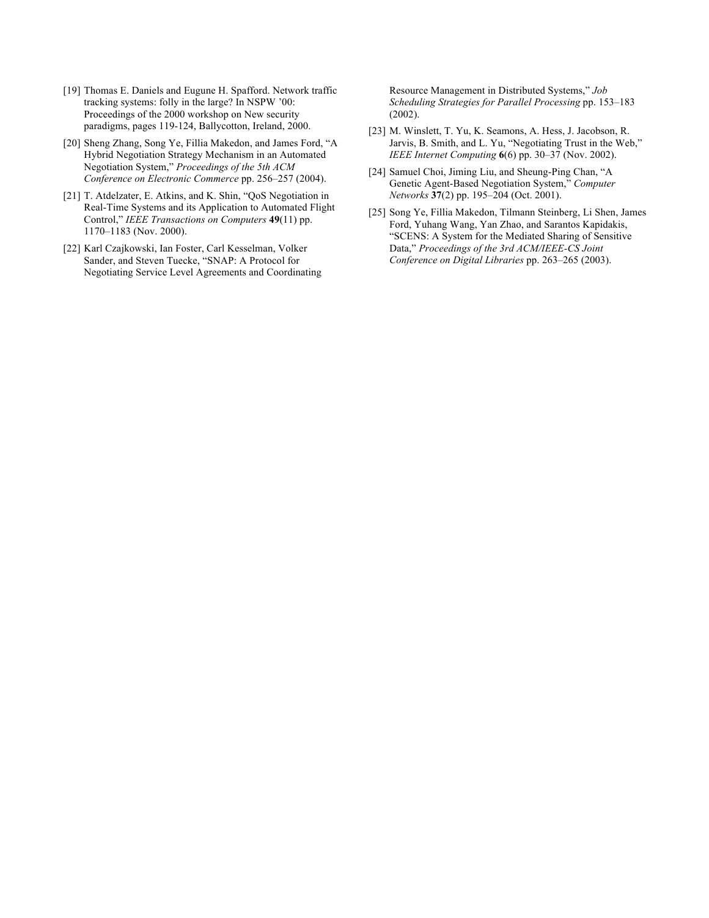[19] Thomas E. Daniels and Eugune H. Spafford. Network traffic tracking systems: folly in the large? In NSPW '00: Proceedings of the 2000 workshop on New security paradigms, pages 119-124, Ballycotton, Ireland, 2000.

[20] Sheng Zhang, Song Ye, Fillia Makedon, and James Ford, "A Hybrid Negotiation Strategy Mechanism in an Automated Negotiation System," *Proceedings of the 5th ACM Conference on Electronic Commerce* pp. 256–257 (2004).

[21] T. Atdelzater, E. Atkins, and K. Shin, "QoS Negotiation in Real-Time Systems and its Application to Automated Flight Control," *IEEE Transactions on Computers* **49**(11) pp. 1170–1183 (Nov. 2000).

[22] Karl Czajkowski, Ian Foster, Carl Kesselman, Volker Sander, and Steven Tuecke, "SNAP: A Protocol for Negotiating Service Level Agreements and Coordinating Resource Management in Distributed Systems," *Job Scheduling Strategies for Parallel Processing* pp. 153–183 (2002).

[23] M. Winslett, T. Yu, K. Seamons, A. Hess, J. Jacobson, R. Jarvis, B. Smith, and L. Yu, "Negotiating Trust in the Web," *IEEE Internet Computing* **6**(6) pp. 30–37 (Nov. 2002).

[24] Samuel Choi, Jiming Liu, and Sheung-Ping Chan, "A Genetic Agent-Based Negotiation System," *Computer Networks* **37**(2) pp. 195–204 (Oct. 2001).

[25] Song Ye, Fillia Makedon, Tilmann Steinberg, Li Shen, James Ford, Yuhang Wang, Yan Zhao, and Sarantos Kapidakis, "SCENS: A System for the Mediated Sharing of Sensitive Data," *Proceedings of the 3rd ACM/IEEE-CS Joint Conference on Digital Libraries* pp. 263–265 (2003).